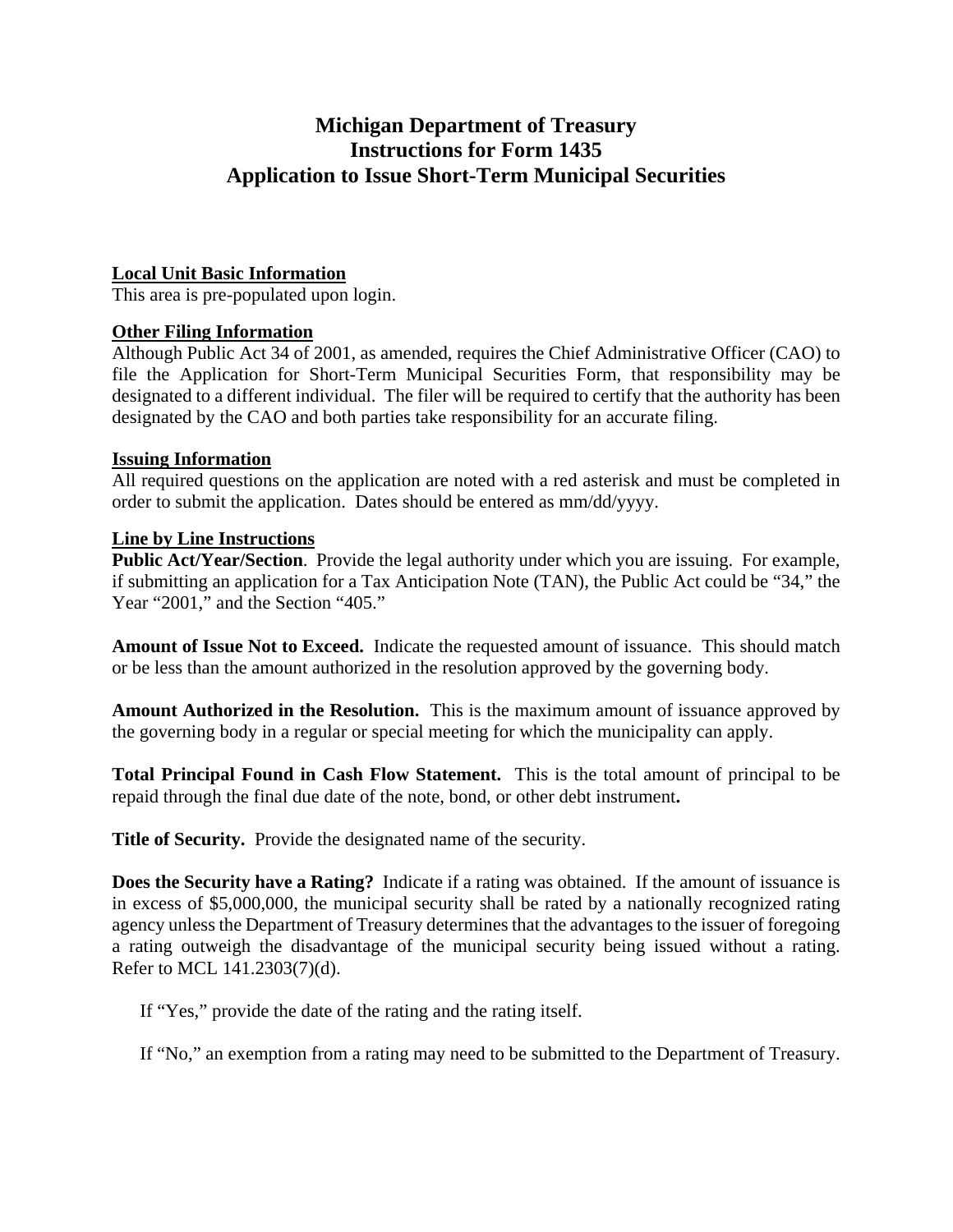# Michigan Department of Treasury
# Instructions for Form 1435
# Application to Issue Short-Term Municipal Securities

## Local Unit Basic Information

This area is pre-populated upon login.

## Other Filing Information

Although Public Act 34 of 2001, as amended, requires the Chief Administrative Officer (CAO) to file the Application for Short-Term Municipal Securities Form, that responsibility may be designated to a different individual. The filer will be required to certify that the authority has been designated by the CAO and both parties take responsibility for an accurate filing.

## Issuing Information

All required questions on the application are noted with a red asterisk and must be completed in order to submit the application. Dates should be entered as mm/dd/yyyy.

## Line by Line Instructions

**Public Act/Year/Section**. Provide the legal authority under which you are issuing. For example, if submitting an application for a Tax Anticipation Note (TAN), the Public Act could be "34," the Year "2001," and the Section "405."

**Amount of Issue Not to Exceed.** Indicate the requested amount of issuance. This should match or be less than the amount authorized in the resolution approved by the governing body.

**Amount Authorized in the Resolution.** This is the maximum amount of issuance approved by the governing body in a regular or special meeting for which the municipality can apply.

**Total Principal Found in Cash Flow Statement.** This is the total amount of principal to be repaid through the final due date of the note, bond, or other debt instrument**.**

**Title of Security.** Provide the designated name of the security.

**Does the Security have a Rating?** Indicate if a rating was obtained. If the amount of issuance is in excess of $5,000,000, the municipal security shall be rated by a nationally recognized rating agency unless the Department of Treasury determines that the advantages to the issuer of foregoing a rating outweigh the disadvantage of the municipal security being issued without a rating. Refer to MCL 141.2303(7)(d).

If "Yes," provide the date of the rating and the rating itself.

If "No," an exemption from a rating may need to be submitted to the Department of Treasury.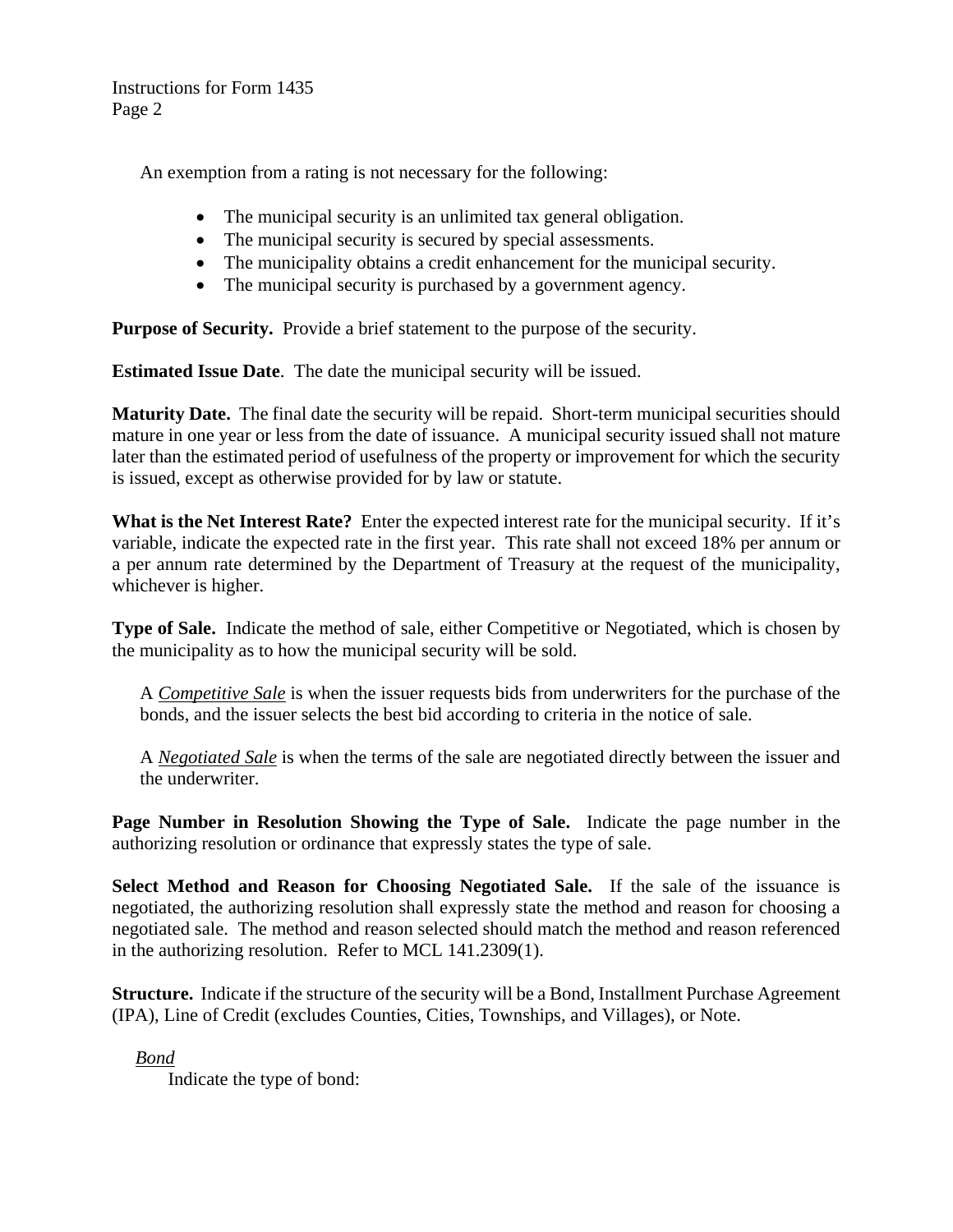An exemption from a rating is not necessary for the following:

- The municipal security is an unlimited tax general obligation.
- The municipal security is secured by special assessments.
- The municipality obtains a credit enhancement for the municipal security.
- The municipal security is purchased by a government agency.

**Purpose of Security.** Provide a brief statement to the purpose of the security.

**Estimated Issue Date**. The date the municipal security will be issued.

**Maturity Date.** The final date the security will be repaid. Short-term municipal securities should mature in one year or less from the date of issuance. A municipal security issued shall not mature later than the estimated period of usefulness of the property or improvement for which the security is issued, except as otherwise provided for by law or statute.

**What is the Net Interest Rate?** Enter the expected interest rate for the municipal security. If it's variable, indicate the expected rate in the first year. This rate shall not exceed 18% per annum or a per annum rate determined by the Department of Treasury at the request of the municipality, whichever is higher.

**Type of Sale.** Indicate the method of sale, either Competitive or Negotiated, which is chosen by the municipality as to how the municipal security will be sold.

A *Competitive Sale* is when the issuer requests bids from underwriters for the purchase of the bonds, and the issuer selects the best bid according to criteria in the notice of sale.

A *Negotiated Sale* is when the terms of the sale are negotiated directly between the issuer and the underwriter.

**Page Number in Resolution Showing the Type of Sale.** Indicate the page number in the authorizing resolution or ordinance that expressly states the type of sale.

**Select Method and Reason for Choosing Negotiated Sale.** If the sale of the issuance is negotiated, the authorizing resolution shall expressly state the method and reason for choosing a negotiated sale. The method and reason selected should match the method and reason referenced in the authorizing resolution. Refer to MCL 141.2309(1).

**Structure.** Indicate if the structure of the security will be a Bond, Installment Purchase Agreement (IPA), Line of Credit (excludes Counties, Cities, Townships, and Villages), or Note.

*Bond*

Indicate the type of bond: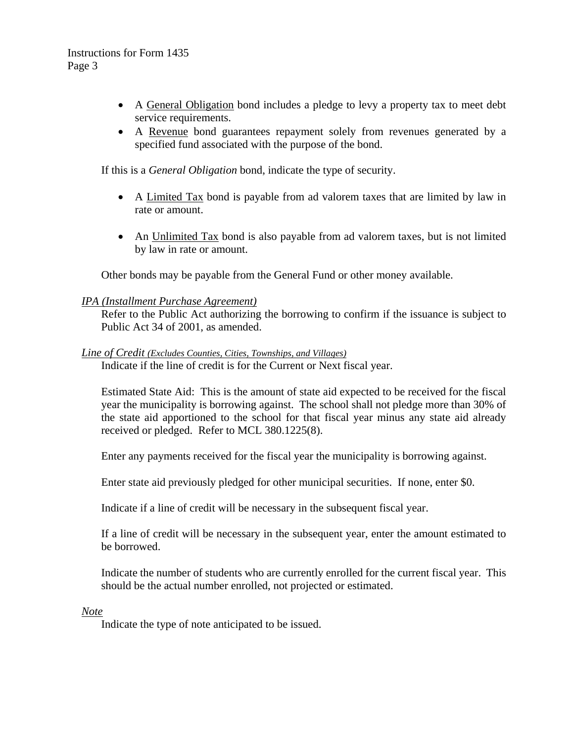- A General Obligation bond includes a pledge to levy a property tax to meet debt service requirements.
- A Revenue bond guarantees repayment solely from revenues generated by a specified fund associated with the purpose of the bond.

If this is a *General Obligation* bond, indicate the type of security.

- A Limited Tax bond is payable from ad valorem taxes that are limited by law in rate or amount.
- An Unlimited Tax bond is also payable from ad valorem taxes, but is not limited by law in rate or amount.

Other bonds may be payable from the General Fund or other money available.

*IPA (Installment Purchase Agreement)*

Refer to the Public Act authorizing the borrowing to confirm if the issuance is subject to Public Act 34 of 2001, as amended.

*Line of Credit (Excludes Counties, Cities, Townships, and Villages)*

Indicate if the line of credit is for the Current or Next fiscal year.

Estimated State Aid: This is the amount of state aid expected to be received for the fiscal year the municipality is borrowing against. The school shall not pledge more than 30% of the state aid apportioned to the school for that fiscal year minus any state aid already received or pledged. Refer to MCL 380.1225(8).

Enter any payments received for the fiscal year the municipality is borrowing against.

Enter state aid previously pledged for other municipal securities. If none, enter $0.

Indicate if a line of credit will be necessary in the subsequent fiscal year.

If a line of credit will be necessary in the subsequent year, enter the amount estimated to be borrowed.

Indicate the number of students who are currently enrolled for the current fiscal year. This should be the actual number enrolled, not projected or estimated.

*Note*

Indicate the type of note anticipated to be issued.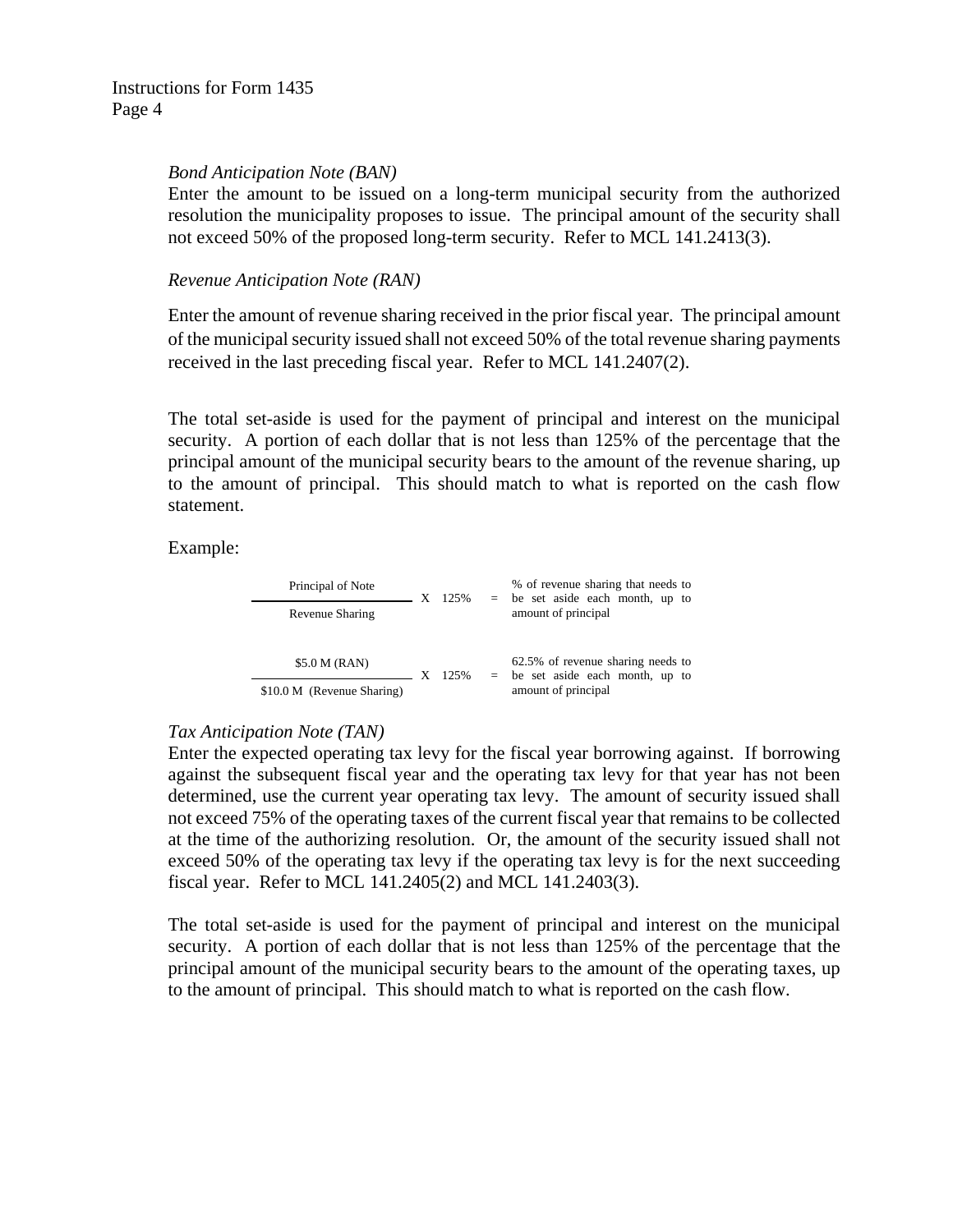*Bond Anticipation Note (BAN)*

Enter the amount to be issued on a long-term municipal security from the authorized resolution the municipality proposes to issue. The principal amount of the security shall not exceed 50% of the proposed long-term security. Refer to MCL 141.2413(3).

*Revenue Anticipation Note (RAN)*

Enter the amount of revenue sharing received in the prior fiscal year. The principal amount of the municipal security issued shall not exceed 50% of the total revenue sharing payments received in the last preceding fiscal year. Refer to MCL 141.2407(2).

The total set-aside is used for the payment of principal and interest on the municipal security. A portion of each dollar that is not less than 125% of the percentage that the principal amount of the municipal security bears to the amount of the revenue sharing, up to the amount of principal. This should match to what is reported on the cash flow statement.

Example:

$$\frac{\text{Principal of Note}}{\text{Revenue Sharing}} \times 125\% = \text{\% of revenue sharing that needs to be set aside each month, up to amount of principal}$$

$$\frac{\$5.0\text{ M (RAN)}}{\$10.0\text{ M (Revenue Sharing)}} \times 125\% = \text{62.5\% of revenue sharing needs to be set aside each month, up to amount of principal}$$

*Tax Anticipation Note (TAN)*

Enter the expected operating tax levy for the fiscal year borrowing against. If borrowing against the subsequent fiscal year and the operating tax levy for that year has not been determined, use the current year operating tax levy. The amount of security issued shall not exceed 75% of the operating taxes of the current fiscal year that remains to be collected at the time of the authorizing resolution. Or, the amount of the security issued shall not exceed 50% of the operating tax levy if the operating tax levy is for the next succeeding fiscal year. Refer to MCL 141.2405(2) and MCL 141.2403(3).

The total set-aside is used for the payment of principal and interest on the municipal security. A portion of each dollar that is not less than 125% of the percentage that the principal amount of the municipal security bears to the amount of the operating taxes, up to the amount of principal. This should match to what is reported on the cash flow.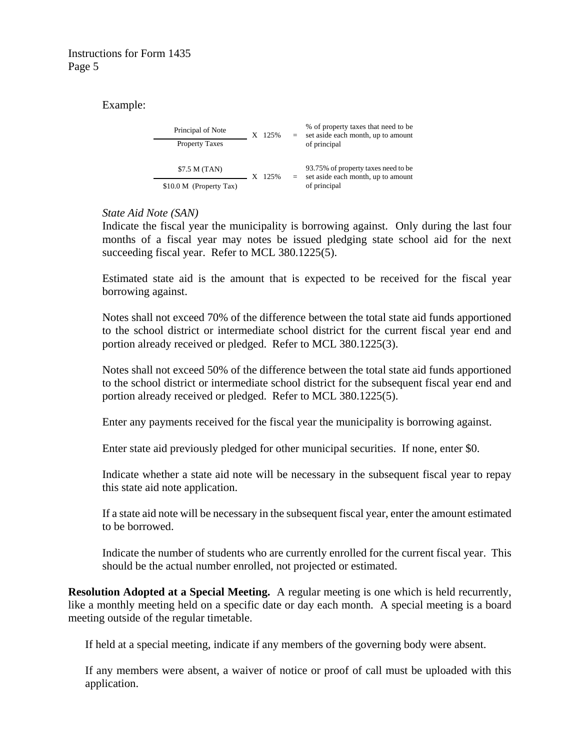Example:

$$\frac{\text{Principal of Note}}{\text{Property Taxes}} \times 125\% = \text{\% of property taxes that need to be set aside each month, up to amount of principal}$$

$$\frac{\text{\$7.5 M (TAN)}}{\text{\$10.0 M (Property Tax)}} \times 125\% = \text{93.75\% of property taxes need to be set aside each month, up to amount of principal}$$

*State Aid Note (SAN)*

Indicate the fiscal year the municipality is borrowing against. Only during the last four months of a fiscal year may notes be issued pledging state school aid for the next succeeding fiscal year. Refer to MCL 380.1225(5).

Estimated state aid is the amount that is expected to be received for the fiscal year borrowing against.

Notes shall not exceed 70% of the difference between the total state aid funds apportioned to the school district or intermediate school district for the current fiscal year end and portion already received or pledged. Refer to MCL 380.1225(3).

Notes shall not exceed 50% of the difference between the total state aid funds apportioned to the school district or intermediate school district for the subsequent fiscal year end and portion already received or pledged. Refer to MCL 380.1225(5).

Enter any payments received for the fiscal year the municipality is borrowing against.

Enter state aid previously pledged for other municipal securities. If none, enter $0.

Indicate whether a state aid note will be necessary in the subsequent fiscal year to repay this state aid note application.

If a state aid note will be necessary in the subsequent fiscal year, enter the amount estimated to be borrowed.

Indicate the number of students who are currently enrolled for the current fiscal year. This should be the actual number enrolled, not projected or estimated.

**Resolution Adopted at a Special Meeting.** A regular meeting is one which is held recurrently, like a monthly meeting held on a specific date or day each month. A special meeting is a board meeting outside of the regular timetable.

If held at a special meeting, indicate if any members of the governing body were absent.

If any members were absent, a waiver of notice or proof of call must be uploaded with this application.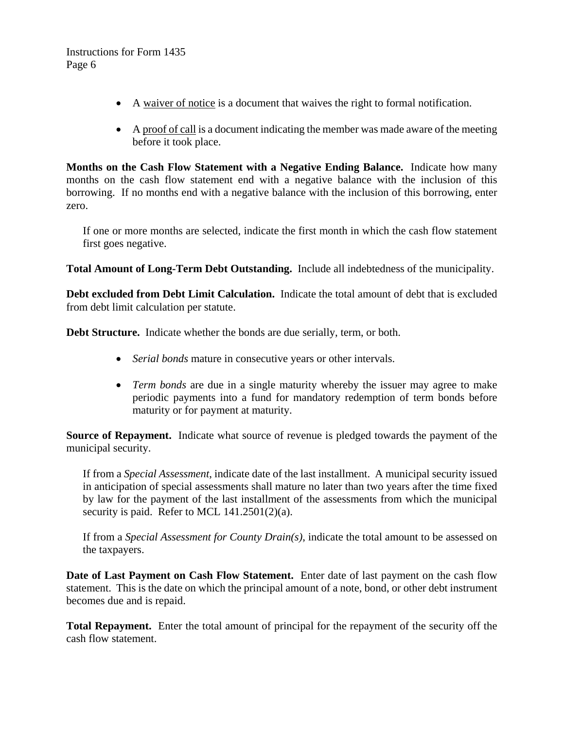- A waiver of notice is a document that waives the right to formal notification.

- A proof of call is a document indicating the member was made aware of the meeting before it took place.

**Months on the Cash Flow Statement with a Negative Ending Balance.** Indicate how many months on the cash flow statement end with a negative balance with the inclusion of this borrowing. If no months end with a negative balance with the inclusion of this borrowing, enter zero.

If one or more months are selected, indicate the first month in which the cash flow statement first goes negative.

**Total Amount of Long-Term Debt Outstanding.** Include all indebtedness of the municipality.

**Debt excluded from Debt Limit Calculation.** Indicate the total amount of debt that is excluded from debt limit calculation per statute.

**Debt Structure.** Indicate whether the bonds are due serially, term, or both.

- *Serial bonds* mature in consecutive years or other intervals.

- *Term bonds* are due in a single maturity whereby the issuer may agree to make periodic payments into a fund for mandatory redemption of term bonds before maturity or for payment at maturity.

**Source of Repayment.** Indicate what source of revenue is pledged towards the payment of the municipal security.

If from a *Special Assessment*, indicate date of the last installment. A municipal security issued in anticipation of special assessments shall mature no later than two years after the time fixed by law for the payment of the last installment of the assessments from which the municipal security is paid. Refer to MCL 141.2501(2)(a).

If from a *Special Assessment for County Drain(s)*, indicate the total amount to be assessed on the taxpayers.

**Date of Last Payment on Cash Flow Statement.** Enter date of last payment on the cash flow statement. This is the date on which the principal amount of a note, bond, or other debt instrument becomes due and is repaid.

**Total Repayment.** Enter the total amount of principal for the repayment of the security off the cash flow statement.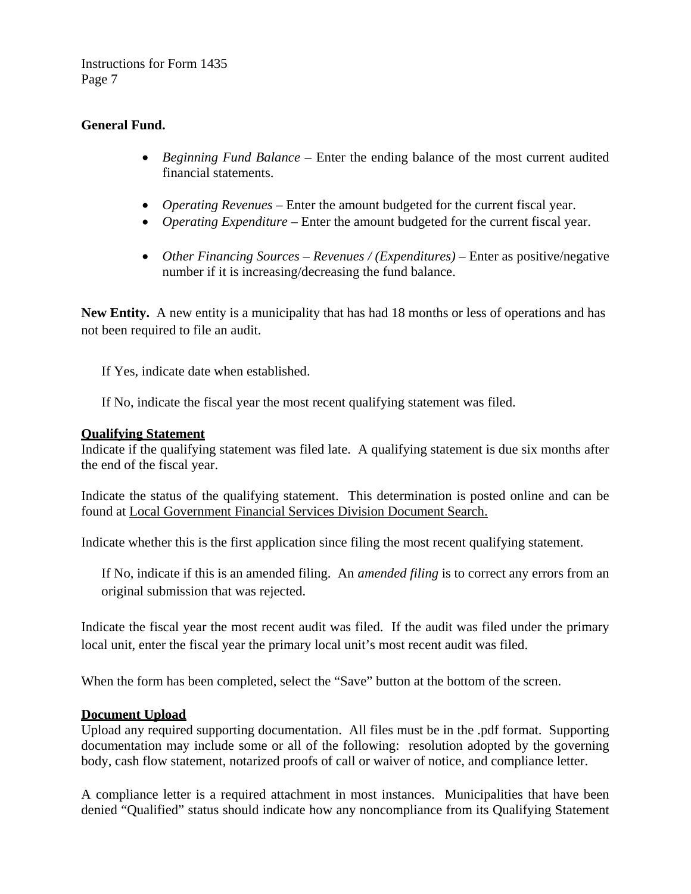**General Fund.**

- *Beginning Fund Balance* – Enter the ending balance of the most current audited financial statements.

- *Operating Revenues* – Enter the amount budgeted for the current fiscal year.
- *Operating Expenditure* – Enter the amount budgeted for the current fiscal year.

- *Other Financing Sources – Revenues / (Expenditures)* – Enter as positive/negative number if it is increasing/decreasing the fund balance.

**New Entity.** A new entity is a municipality that has had 18 months or less of operations and has not been required to file an audit.

If Yes, indicate date when established.

If No, indicate the fiscal year the most recent qualifying statement was filed.

**Qualifying Statement**

Indicate if the qualifying statement was filed late. A qualifying statement is due six months after the end of the fiscal year.

Indicate the status of the qualifying statement. This determination is posted online and can be found at Local Government Financial Services Division Document Search.

Indicate whether this is the first application since filing the most recent qualifying statement.

If No, indicate if this is an amended filing. An *amended filing* is to correct any errors from an original submission that was rejected.

Indicate the fiscal year the most recent audit was filed. If the audit was filed under the primary local unit, enter the fiscal year the primary local unit's most recent audit was filed.

When the form has been completed, select the "Save" button at the bottom of the screen.

**Document Upload**

Upload any required supporting documentation. All files must be in the .pdf format. Supporting documentation may include some or all of the following: resolution adopted by the governing body, cash flow statement, notarized proofs of call or waiver of notice, and compliance letter.

A compliance letter is a required attachment in most instances. Municipalities that have been denied "Qualified" status should indicate how any noncompliance from its Qualifying Statement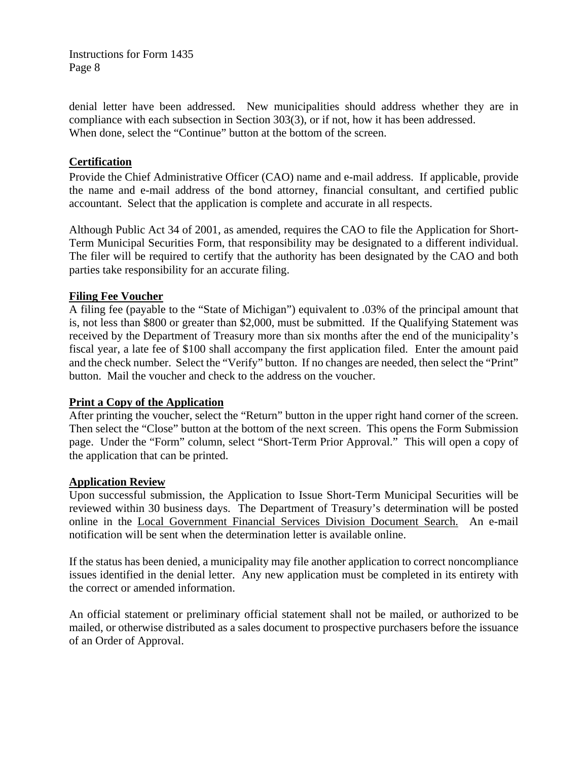denial letter have been addressed. New municipalities should address whether they are in compliance with each subsection in Section 303(3), or if not, how it has been addressed. When done, select the "Continue" button at the bottom of the screen.

**Certification**

Provide the Chief Administrative Officer (CAO) name and e-mail address. If applicable, provide the name and e-mail address of the bond attorney, financial consultant, and certified public accountant. Select that the application is complete and accurate in all respects.

Although Public Act 34 of 2001, as amended, requires the CAO to file the Application for Short-Term Municipal Securities Form, that responsibility may be designated to a different individual. The filer will be required to certify that the authority has been designated by the CAO and both parties take responsibility for an accurate filing.

**Filing Fee Voucher**

A filing fee (payable to the "State of Michigan") equivalent to .03% of the principal amount that is, not less than $800 or greater than $2,000, must be submitted. If the Qualifying Statement was received by the Department of Treasury more than six months after the end of the municipality's fiscal year, a late fee of $100 shall accompany the first application filed. Enter the amount paid and the check number. Select the "Verify" button. If no changes are needed, then select the "Print" button. Mail the voucher and check to the address on the voucher.

**Print a Copy of the Application**

After printing the voucher, select the "Return" button in the upper right hand corner of the screen. Then select the "Close" button at the bottom of the next screen. This opens the Form Submission page. Under the "Form" column, select "Short-Term Prior Approval." This will open a copy of the application that can be printed.

**Application Review**

Upon successful submission, the Application to Issue Short-Term Municipal Securities will be reviewed within 30 business days. The Department of Treasury's determination will be posted online in the Local Government Financial Services Division Document Search. An e-mail notification will be sent when the determination letter is available online.

If the status has been denied, a municipality may file another application to correct noncompliance issues identified in the denial letter. Any new application must be completed in its entirety with the correct or amended information.

An official statement or preliminary official statement shall not be mailed, or authorized to be mailed, or otherwise distributed as a sales document to prospective purchasers before the issuance of an Order of Approval.